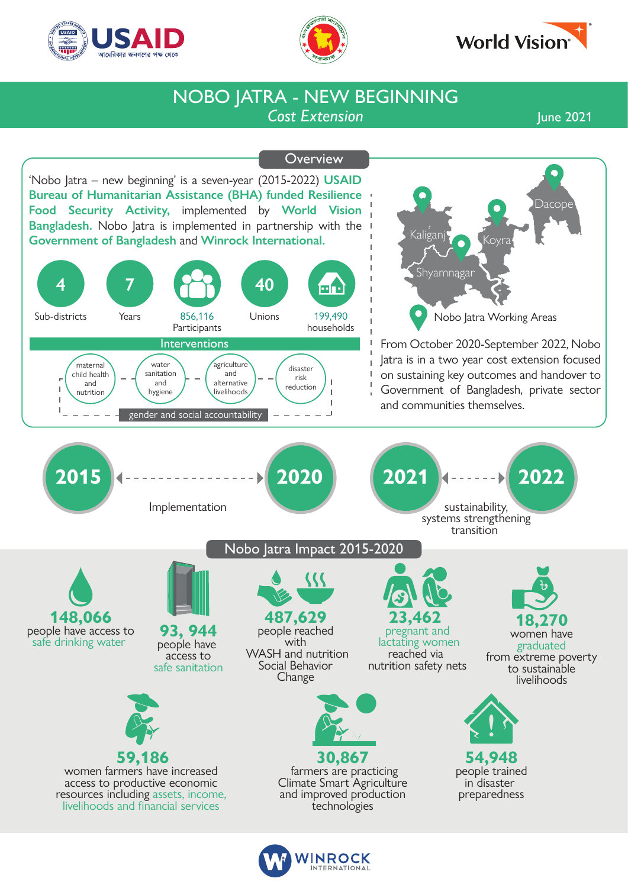# NOBO JATRA - NEW BEGINNING

*Cost Extension*

June 2021

## Overview

'Nobo Jatra – new beginning' is a seven-year (2015-2022) **USAID Bureau of Humanitarian Assistance (BHA) funded Resilience Food Security Activity,** implemented by **World Vision Bangladesh.** Nobo Jatra is implemented in partnership with the **Government of Bangladesh** and **Winrock International.**

- **4** Sub-districts
- **7** Years
- **856,116** Participants
- **40** Unions
- **199,490** households

### Interventions

- maternal child health and nutrition
- water sanitation and hygiene
- agriculture and alternative livelihoods
- disaster risk reduction
- gender and social accountability

Nobo Jatra Working Areas: Kaliganj, Shyamnagar, Koyra, Dacope

From October 2020-September 2022, Nobo Jatra is in a two year cost extension focused on sustaining key outcomes and handover to Government of Bangladesh, private sector and communities themselves.

**2015** – **2020**: Implementation

**2021** – **2022**: sustainability, systems strengthening transition

## Nobo Jatra Impact 2015-2020

- **148,066** people have access to safe drinking water
- **93, 944** people have access to safe sanitation
- **487,629** people reached with WASH and nutrition Social Behavior Change
- **23,462** pregnant and lactating women reached via nutrition safety nets
- **18,270** women have graduated from extreme poverty to sustainable livelihoods
- **59,186** women farmers have increased access to productive economic resources including assets, income, livelihoods and financial services
- **30,867** farmers are practicing Climate Smart Agriculture and improved production technologies
- **54,948** people trained in disaster preparedness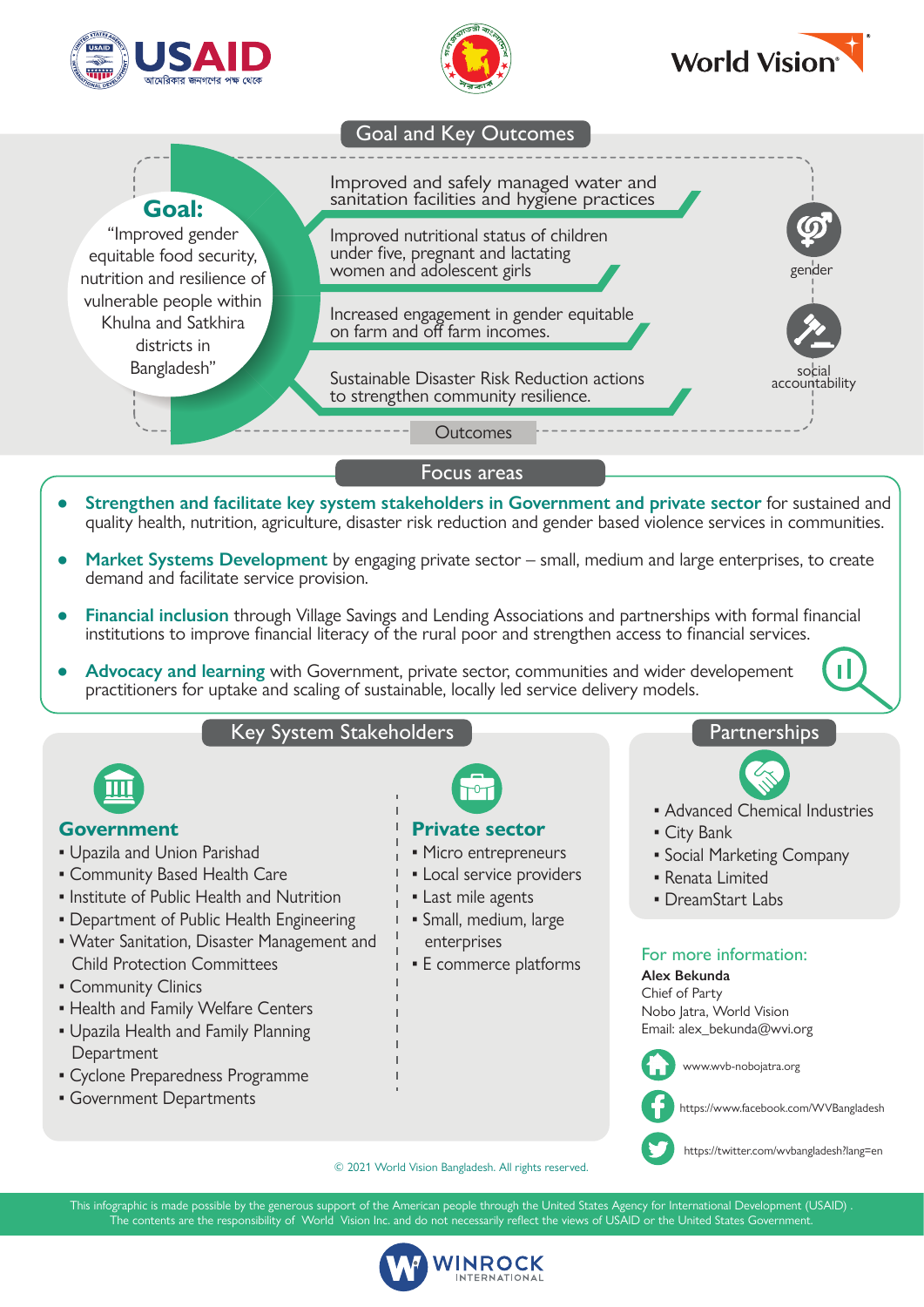## Goal and Key Outcomes

**Goal:** "Improved gender equitable food security, nutrition and resilience of vulnerable people within Khulna and Satkhira districts in Bangladesh"

### Outcomes

- Improved and safely managed water and sanitation facilities and hygiene practices
- Improved nutritional status of children under five, pregnant and lactating women and adolescent girls
- Increased engagement in gender equitable on farm and off farm incomes.
- Sustainable Disaster Risk Reduction actions to strengthen community resilience.

gender

social accountability

## Focus areas

- **Strengthen and facilitate key system stakeholders in Government and private sector** for sustained and quality health, nutrition, agriculture, disaster risk reduction and gender based violence services in communities.
- **Market Systems Development** by engaging private sector – small, medium and large enterprises, to create demand and facilitate service provision.
- **Financial inclusion** through Village Savings and Lending Associations and partnerships with formal financial institutions to improve financial literacy of the rural poor and strengthen access to financial services.
- **Advocacy and learning** with Government, private sector, communities and wider developement practitioners for uptake and scaling of sustainable, locally led service delivery models.

## Key System Stakeholders

### Government

- Upazila and Union Parishad
- Community Based Health Care
- Institute of Public Health and Nutrition
- Department of Public Health Engineering
- Water Sanitation, Disaster Management and Child Protection Committees
- Community Clinics
- Health and Family Welfare Centers
- Upazila Health and Family Planning Department
- Cyclone Preparedness Programme
- Government Departments

### Private sector

- Micro entrepreneurs
- Local service providers
- Last mile agents
- Small, medium, large enterprises
- E commerce platforms

## Partnerships

- Advanced Chemical Industries
- City Bank
- Social Marketing Company
- Renata Limited
- DreamStart Labs

### For more information:

**Alex Bekunda**
Chief of Party
Nobo Jatra, World Vision
Email: alex_bekunda@wvi.org

www.wvb-nobojatra.org

https://www.facebook.com/WVBangladesh

https://twitter.com/wvbangladesh?lang=en

© 2021 World Vision Bangladesh. All rights reserved.

This infographic is made possible by the generous support of the American people through the United States Agency for International Development (USAID). The contents are the responsibility of World Vision Inc. and do not necessarily reflect the views of USAID or the United States Government.